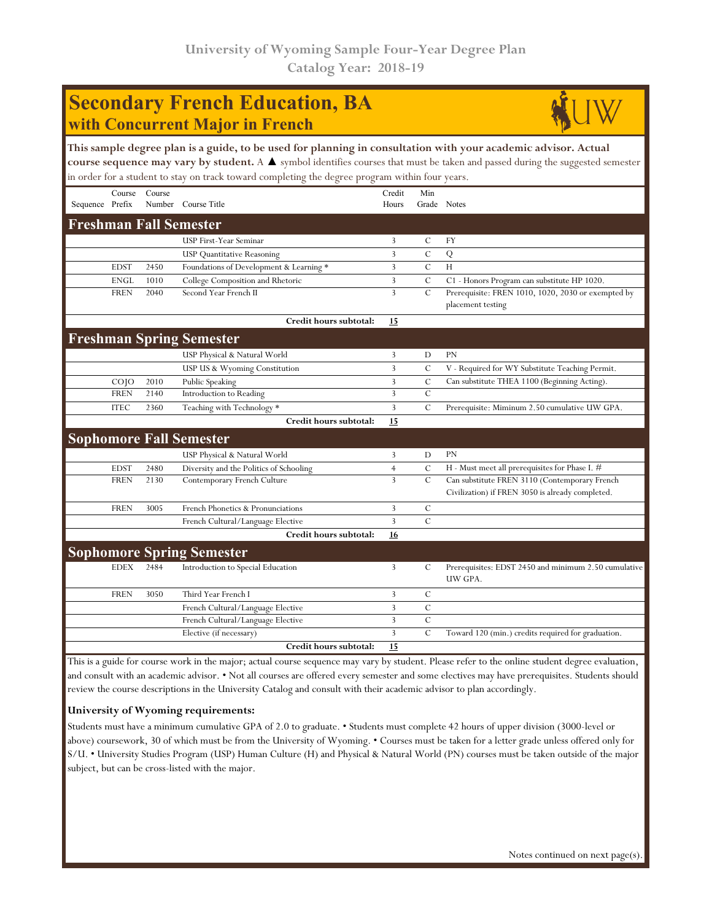University of Wyoming Sample Four-Year Degree Plan
Catalog Year: 2018-19

# Secondary French Education, BA
## with Concurrent Major in French

**This sample degree plan is a guide, to be used for planning in consultation with your academic advisor. Actual course sequence may vary by student.** A ▲ symbol identifies courses that must be taken and passed during the suggested semester in order for a student to stay on track toward completing the degree program within four years.

| Sequence | Course Prefix | Course Number | Course Title | Credit Hours | Min Grade | Notes |
|---|---|---|---|---|---|---|
| **Freshman Fall Semester** | | | | | | |
| | | | USP First-Year Seminar | 3 | C | FY |
| | | | USP Quantitative Reasoning | 3 | C | Q |
| | EDST | 2450 | Foundations of Development & Learning * | 3 | C | H |
| | ENGL | 1010 | College Composition and Rhetoric | 3 | C | C1 - Honors Program can substitute HP 1020. |
| | FREN | 2040 | Second Year French II | 3 | C | Prerequisite: FREN 1010, 1020, 2030 or exempted by placement testing |
| | | | **Credit hours subtotal:** | **15** | | |
| **Freshman Spring Semester** | | | | | | |
| | | | USP Physical & Natural World | 3 | D | PN |
| | | | USP US & Wyoming Constitution | 3 | C | V - Required for WY Substitute Teaching Permit. |
| | COJO | 2010 | Public Speaking | 3 | C | Can substitute THEA 1100 (Beginning Acting). |
| | FREN | 2140 | Introduction to Reading | 3 | C | |
| | ITEC | 2360 | Teaching with Technology * | 3 | C | Prerequisite: Miminum 2.50 cumulative UW GPA. |
| | | | **Credit hours subtotal:** | **15** | | |
| **Sophomore Fall Semester** | | | | | | |
| | | | USP Physical & Natural World | 3 | D | PN |
| | EDST | 2480 | Diversity and the Politics of Schooling | 4 | C | H - Must meet all prerequisites for Phase I. # |
| | FREN | 2130 | Contemporary French Culture | 3 | C | Can substitute FREN 3110 (Contemporary French Civilization) if FREN 3050 is already completed. |
| | FREN | 3005 | French Phonetics & Pronunciations | 3 | C | |
| | | | French Cultural/Language Elective | 3 | C | |
| | | | **Credit hours subtotal:** | **16** | | |
| **Sophomore Spring Semester** | | | | | | |
| | EDEX | 2484 | Introduction to Special Education | 3 | C | Prerequisites: EDST 2450 and minimum 2.50 cumulative UW GPA. |
| | FREN | 3050 | Third Year French I | 3 | C | |
| | | | French Cultural/Language Elective | 3 | C | |
| | | | French Cultural/Language Elective | 3 | C | |
| | | | Elective (if necessary) | 3 | C | Toward 120 (min.) credits required for graduation. |
| | | | **Credit hours subtotal:** | **15** | | |

This is a guide for course work in the major; actual course sequence may vary by student. Please refer to the online student degree evaluation, and consult with an academic advisor. • Not all courses are offered every semester and some electives may have prerequisites. Students should review the course descriptions in the University Catalog and consult with their academic advisor to plan accordingly.

**University of Wyoming requirements:**

Students must have a minimum cumulative GPA of 2.0 to graduate. • Students must complete 42 hours of upper division (3000-level or above) coursework, 30 of which must be from the University of Wyoming. • Courses must be taken for a letter grade unless offered only for S/U. • University Studies Program (USP) Human Culture (H) and Physical & Natural World (PN) courses must be taken outside of the major subject, but can be cross-listed with the major.

Notes continued on next page(s).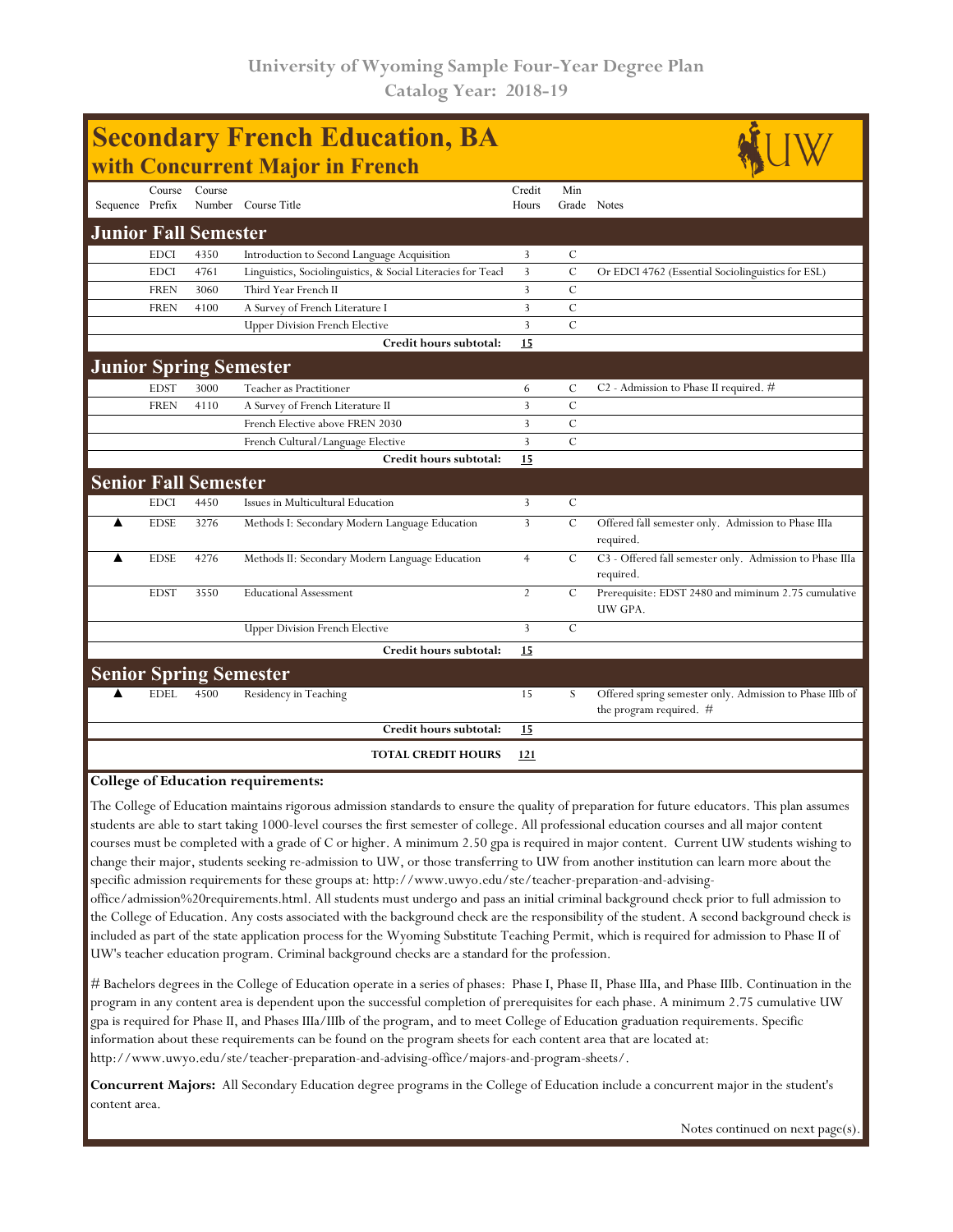# University of Wyoming Sample Four-Year Degree Plan
## Catalog Year: 2018-19

# Secondary French Education, BA
## with Concurrent Major in French

| Sequence | Course Prefix | Course Number | Course Title | Credit Hours | Min Grade | Notes |
|---|---|---|---|---|---|---|
| **Junior Fall Semester** | | | | | | |
| | EDCI | 4350 | Introduction to Second Language Acquisition | 3 | C | |
| | EDCI | 4761 | Linguistics, Sociolinguistics, & Social Literacies for Teacl | 3 | C | Or EDCI 4762 (Essential Sociolinguistics for ESL) |
| | FREN | 3060 | Third Year French II | 3 | C | |
| | FREN | 4100 | A Survey of French Literature I | 3 | C | |
| | | | Upper Division French Elective | 3 | C | |
| | | | **Credit hours subtotal:** | **15** | | |
| **Junior Spring Semester** | | | | | | |
| | EDST | 3000 | Teacher as Practitioner | 6 | C | C2 - Admission to Phase II required. # |
| | FREN | 4110 | A Survey of French Literature II | 3 | C | |
| | | | French Elective above FREN 2030 | 3 | C | |
| | | | French Cultural/Language Elective | 3 | C | |
| | | | **Credit hours subtotal:** | **15** | | |
| **Senior Fall Semester** | | | | | | |
| | EDCI | 4450 | Issues in Multicultural Education | 3 | C | |
| ▲ | EDSE | 3276 | Methods I: Secondary Modern Language Education | 3 | C | Offered fall semester only. Admission to Phase IIIa required. |
| ▲ | EDSE | 4276 | Methods II: Secondary Modern Language Education | 4 | C | C3 - Offered fall semester only. Admission to Phase IIIa required. |
| | EDST | 3550 | Educational Assessment | 2 | C | Prerequisite: EDST 2480 and miminum 2.75 cumulative UW GPA. |
| | | | Upper Division French Elective | 3 | C | |
| | | | **Credit hours subtotal:** | **15** | | |
| **Senior Spring Semester** | | | | | | |
| ▲ | EDEL | 4500 | Residency in Teaching | 15 | S | Offered spring semester only. Admission to Phase IIIb of the program required. # |
| | | | **Credit hours subtotal:** | **15** | | |
| | | | **TOTAL CREDIT HOURS** | **121** | | |

**College of Education requirements:**

The College of Education maintains rigorous admission standards to ensure the quality of preparation for future educators. This plan assumes students are able to start taking 1000-level courses the first semester of college. All professional education courses and all major content courses must be completed with a grade of C or higher. A minimum 2.50 gpa is required in major content. Current UW students wishing to change their major, students seeking re-admission to UW, or those transferring to UW from another institution can learn more about the specific admission requirements for these groups at: http://www.uwyo.edu/ste/teacher-preparation-and-advising-office/admission%20requirements.html. All students must undergo and pass an initial criminal background check prior to full admission to the College of Education. Any costs associated with the background check are the responsibility of the student. A second background check is included as part of the state application process for the Wyoming Substitute Teaching Permit, which is required for admission to Phase II of UW's teacher education program. Criminal background checks are a standard for the profession.

# Bachelors degrees in the College of Education operate in a series of phases: Phase I, Phase II, Phase IIIa, and Phase IIIb. Continuation in the program in any content area is dependent upon the successful completion of prerequisites for each phase. A minimum 2.75 cumulative UW gpa is required for Phase II, and Phases IIIa/IIIb of the program, and to meet College of Education graduation requirements. Specific information about these requirements can be found on the program sheets for each content area that are located at: http://www.uwyo.edu/ste/teacher-preparation-and-advising-office/majors-and-program-sheets/.

**Concurrent Majors:** All Secondary Education degree programs in the College of Education include a concurrent major in the student's content area.

Notes continued on next page(s).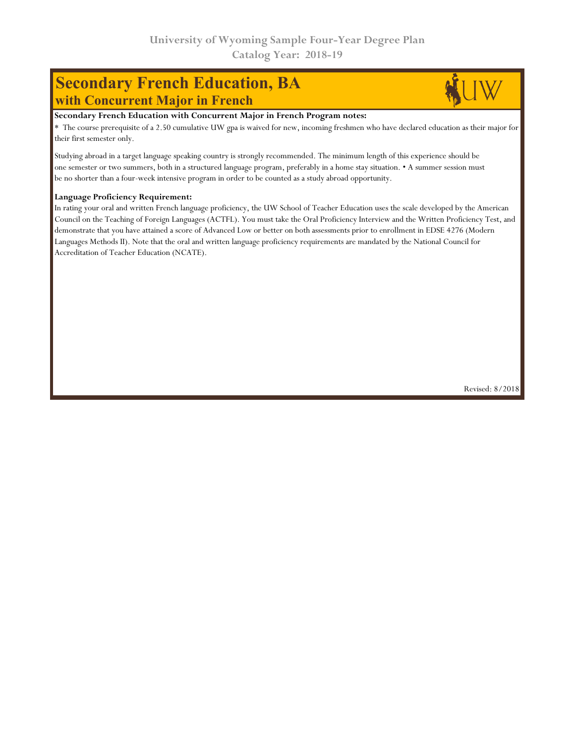# University of Wyoming Sample Four-Year Degree Plan
## Catalog Year: 2018-19

# Secondary French Education, BA
## with Concurrent Major in French

**Secondary French Education with Concurrent Major in French Program notes:**

* The course prerequisite of a 2.50 cumulative UW gpa is waived for new, incoming freshmen who have declared education as their major for their first semester only.

Studying abroad in a target language speaking country is strongly recommended. The minimum length of this experience should be one semester or two summers, both in a structured language program, preferably in a home stay situation. • A summer session must be no shorter than a four-week intensive program in order to be counted as a study abroad opportunity.

**Language Proficiency Requirement:**

In rating your oral and written French language proficiency, the UW School of Teacher Education uses the scale developed by the American Council on the Teaching of Foreign Languages (ACTFL). You must take the Oral Proficiency Interview and the Written Proficiency Test, and demonstrate that you have attained a score of Advanced Low or better on both assessments prior to enrollment in EDSE 4276 (Modern Languages Methods II). Note that the oral and written language proficiency requirements are mandated by the National Council for Accreditation of Teacher Education (NCATE).

Revised: 8/2018